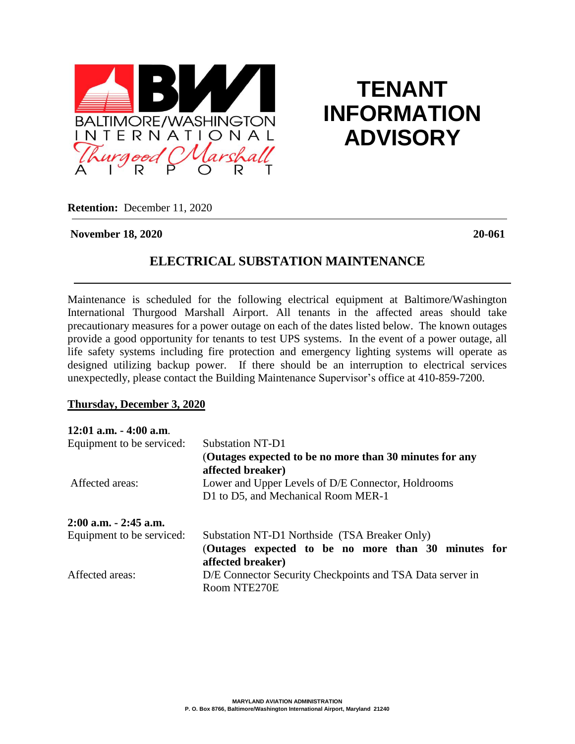BALTIMORE/WASHINGTON INTERNATIONAL Thurgood Marshall AIRPORT

# TENANT INFORMATION ADVISORY

**Retention:** December 11, 2020

**November 18, 2020** **20-061**

## ELECTRICAL SUBSTATION MAINTENANCE

Maintenance is scheduled for the following electrical equipment at Baltimore/Washington International Thurgood Marshall Airport. All tenants in the affected areas should take precautionary measures for a power outage on each of the dates listed below. The known outages provide a good opportunity for tenants to test UPS systems. In the event of a power outage, all life safety systems including fire protection and emergency lighting systems will operate as designed utilizing backup power. If there should be an interruption to electrical services unexpectedly, please contact the Building Maintenance Supervisor's office at 410-859-7200.

**Thursday, December 3, 2020**

**12:01 a.m. - 4:00 a.m**.

Equipment to be serviced: Substation NT-D1
(**Outages expected to be no more than 30 minutes for any affected breaker)**

Affected areas: Lower and Upper Levels of D/E Connector, Holdrooms D1 to D5, and Mechanical Room MER-1

**2:00 a.m. - 2:45 a.m.**

Equipment to be serviced: Substation NT-D1 Northside (TSA Breaker Only)
(**Outages expected to be no more than 30 minutes for affected breaker)**

Affected areas: D/E Connector Security Checkpoints and TSA Data server in Room NTE270E

MARYLAND AVIATION ADMINISTRATION
P. O. Box 8766, Baltimore/Washington International Airport, Maryland 21240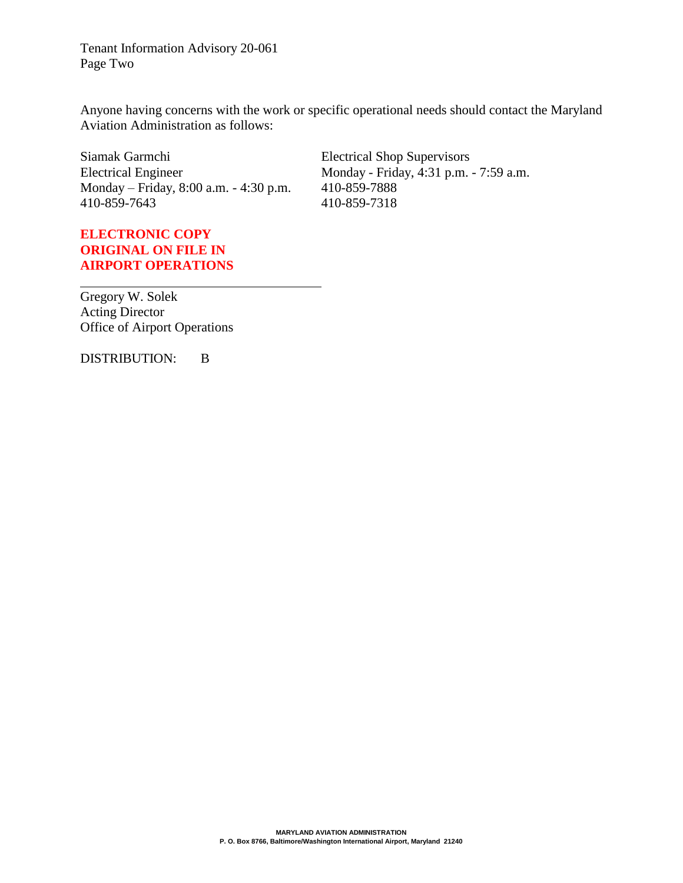Tenant Information Advisory 20-061
Page Two

Anyone having concerns with the work or specific operational needs should contact the Maryland Aviation Administration as follows:

| | |
|---|---|
| Siamak Garmchi | Electrical Shop Supervisors |
| Electrical Engineer | Monday - Friday, 4:31 p.m. - 7:59 a.m. |
| Monday – Friday, 8:00 a.m. - 4:30 p.m. | 410-859-7888 |
| 410-859-7643 | 410-859-7318 |

**ELECTRONIC COPY**
**ORIGINAL ON FILE IN**
**AIRPORT OPERATIONS**

---

Gregory W. Solek
Acting Director
Office of Airport Operations

DISTRIBUTION: B

**MARYLAND AVIATION ADMINISTRATION**
**P. O. Box 8766, Baltimore/Washington International Airport, Maryland 21240**